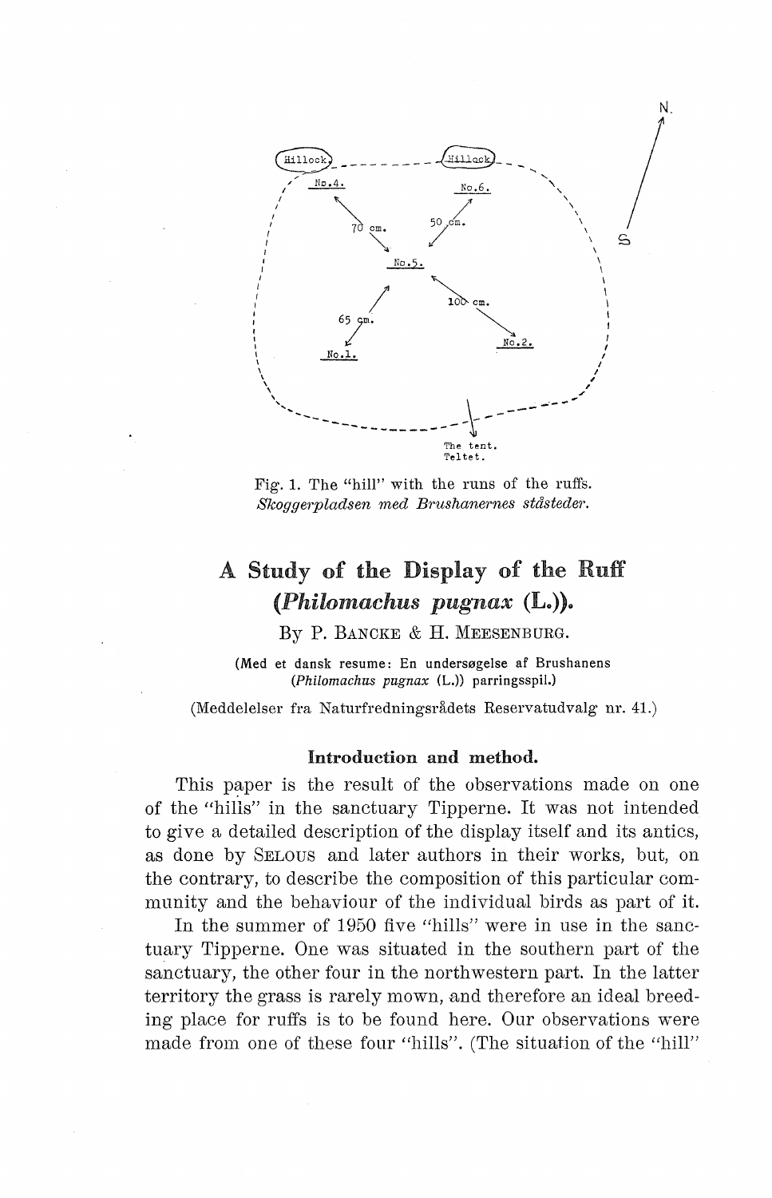Fig. 1. The "hill" with the runs of the ruffs.
*Skoggerpladsen med Brushanernes ståsteder.*

# A Study of the Display of the Ruff (*Philomachus pugnax* (L.)).

By P. Bancke & H. Meesenburg.

(Med et dansk resume: En undersøgelse af Brushanens (*Philomachus pugnax* (L.)) parringsspil.)

(Meddelelser fra Naturfredningsrådets Reservatudvalg nr. 41.)

## Introduction and method.

This paper is the result of the observations made on one of the "hills" in the sanctuary Tipperne. It was not intended to give a detailed description of the display itself and its antics, as done by Selous and later authors in their works, but, on the contrary, to describe the composition of this particular community and the behaviour of the individual birds as part of it.

In the summer of 1950 five "hills" were in use in the sanctuary Tipperne. One was situated in the southern part of the sanctuary, the other four in the northwestern part. In the latter territory the grass is rarely mown, and therefore an ideal breeding place for ruffs is to be found here. Our observations were made from one of these four "hills". (The situation of the "hill"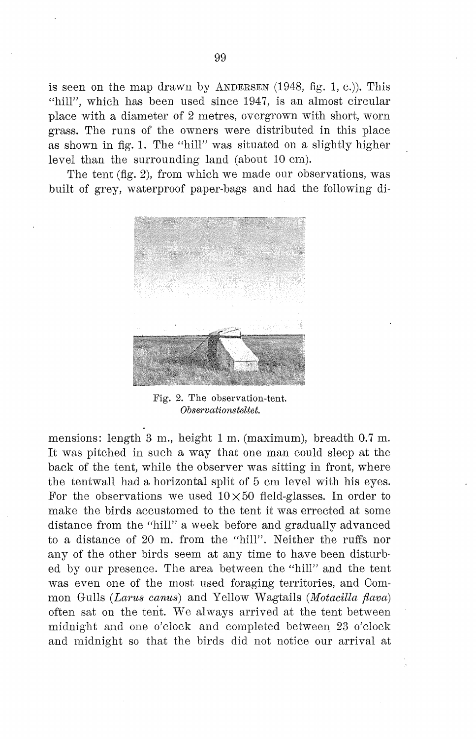is seen on the map drawn by Andersen (1948, fig. 1, c.)). This "hill", which has been used since 1947, is an almost circular place with a diameter of 2 metres, overgrown with short, worn grass. The runs of the owners were distributed in this place as shown in fig. 1. The "hill" was situated on a slightly higher level than the surrounding land (about 10 cm).

The tent (fig. 2), from which we made our observations, was built of grey, waterproof paper-bags and had the following di-

Fig. 2. The observation-tent.
*Observationsteltet.*

mensions: length 3 m., height 1 m. (maximum), breadth 0.7 m. It was pitched in such a way that one man could sleep at the back of the tent, while the observer was sitting in front, where the tentwall had a horizontal split of 5 cm level with his eyes. For the observations we used $10 \times 50$ field-glasses. In order to make the birds accustomed to the tent it was errected at some distance from the "hill" a week before and gradually advanced to a distance of 20 m. from the "hill". Neither the ruffs nor any of the other birds seem at any time to have been disturbed by our presence. The area between the "hill" and the tent was even one of the most used foraging territories, and Common Gulls (*Larus canus*) and Yellow Wagtails (*Motacilla flava*) often sat on the tent. We always arrived at the tent between midnight and one o'clock and completed between 23 o'clock and midnight so that the birds did not notice our arrival at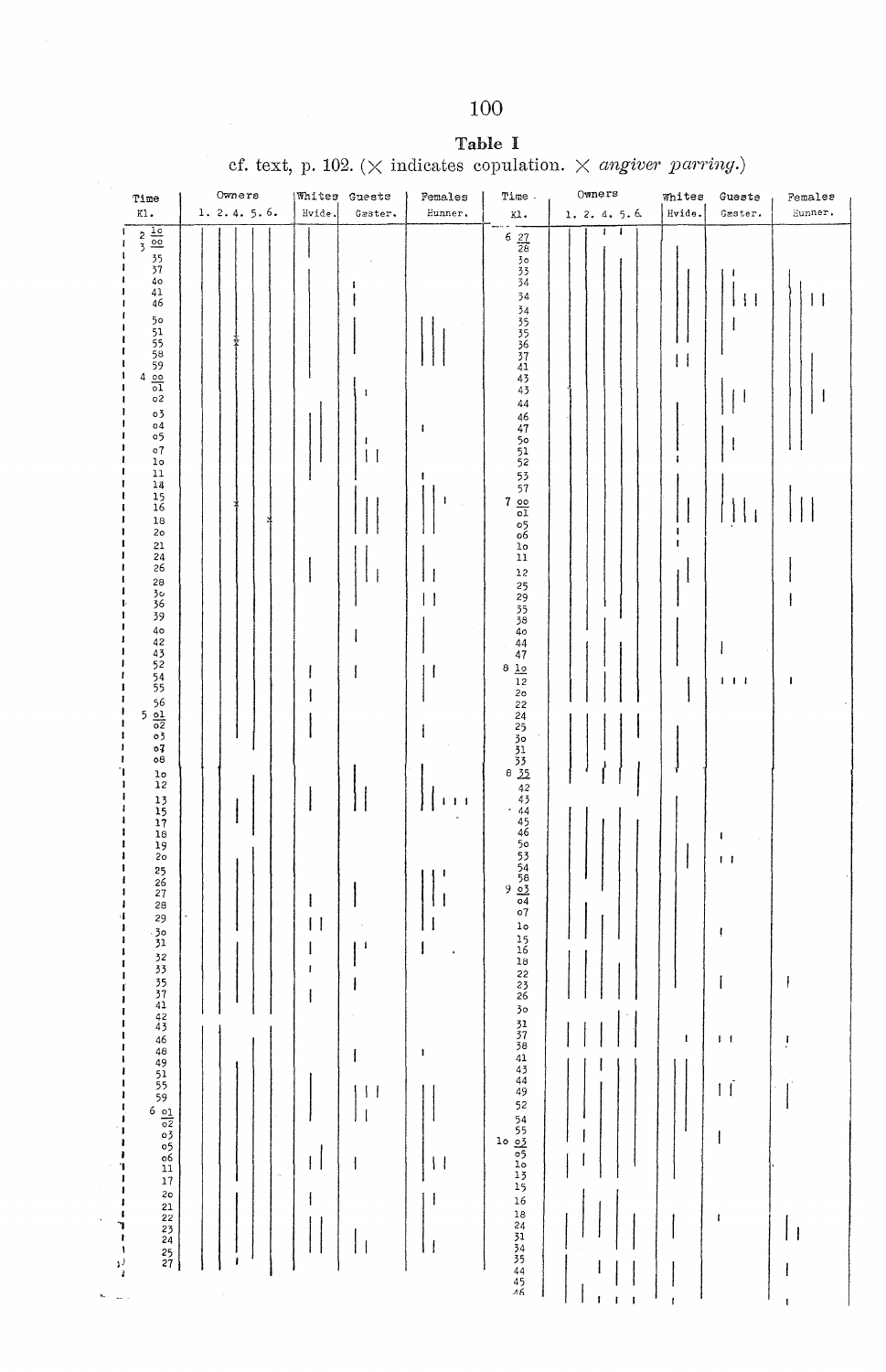**Table I**

cf. text, p. 102. (× indicates copulation. × *angiver parring.*)

| Time Kl. | Owners 1. 2. 4. 5. 6. | Whites Hvide. | Guests Gæster. | Females Hunner. | Time Kl. | Owners 1. 2. 4. 5. 6. | Whites Hvide. | Guests Gæster. | Females Hunner. |
|---|---|---|---|---|---|---|---|---|---|
| 2 10, 3 00, 35, 37, 40, 41, 46, 50, 51, 55, 58, 59, 4 00, 01, 02, 03, 04, 05, 07, 10, 11, 14, 15, 16, 18, 20, 21, 24, 26, 28, 30, 36, 39, 40, 42, 43, 52, 54, 55, 56, 5 01, 02, 03, 07, 08, 10, 12, 13, 15, 17, 18, 19, 20, 25, 26, 27, 28, 29, 30, 31, 32, 33, 35, 37, 41, 42, 43, 46, 48, 49, 51, 55, 59, 6 01, 02, 03, 05, 06, 11, 17, 20, 21, 22, 23, 24, 25, 27 | | | | | 6 27, 28, 30, 33, 34, 34, 34, 35, 35, 36, 37, 41, 43, 43, 44, 46, 47, 50, 51, 52, 53, 57, 7 00, 01, 05, 06, 10, 11, 12, 25, 29, 35, 38, 40, 44, 47, 8 10, 12, 20, 22, 24, 25, 30, 31, 33, 8 35, 42, 43, 44, 45, 46, 50, 53, 54, 58, 9 03, 04, 07, 10, 15, 16, 18, 22, 23, 26, 30, 31, 37, 38, 41, 43, 44, 49, 52, 54, 55, 10 03, 05, 10, 13, 15, 16, 18, 24, 31, 34, 35, 44, 45, 46 | | | | |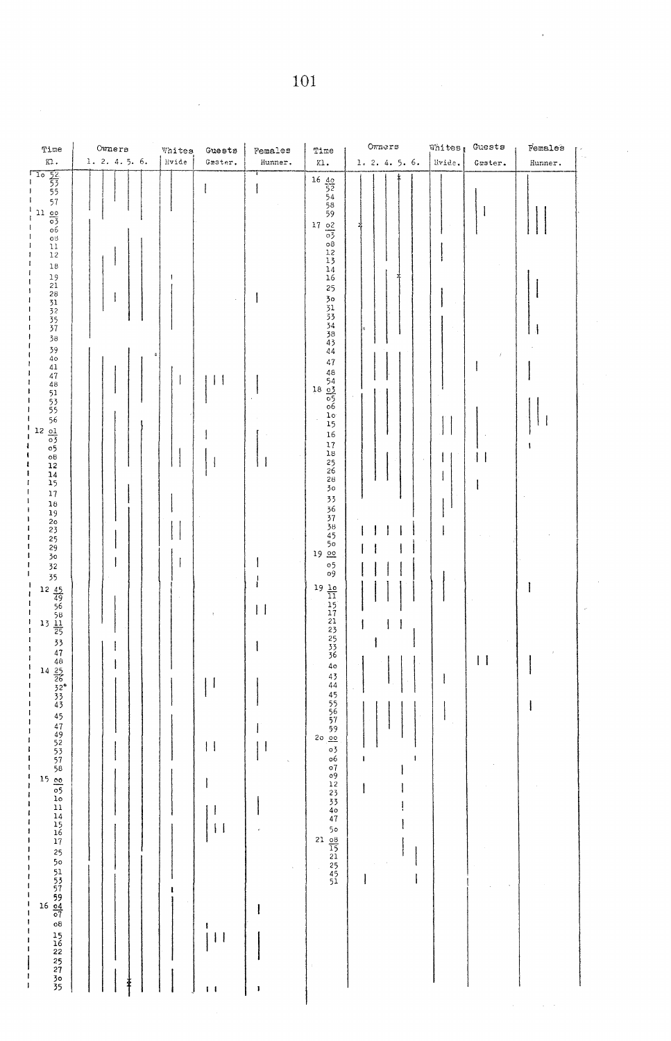| Time Kl. | Owners 1. 2. 4. 5. 6. | Whites Hvide | Guests Gæster. | Females Hunner. |
|---|---|---|---|---|
| 10 52 | | | | |
| 53 | | | | |
| 55 | | | | |
| 57 | | | | |
| 11 00 | | | | |
| 03 | | | | |
| 06 | | | | |
| 08 | | | | |
| 11 | | | | |
| 12 | | | | |
| 18 | | | | |
| 19 | | | | |
| 21 | | | | |
| 28 | | | | |
| 31 | | | | |
| 32 | | | | |
| 35 | | | | |
| 37 | | | | |
| 38 | | | | |
| 39 | | | | |
| 40 | | | | |
| 41 | | | | |
| 47 | | | | |
| 48 | | | | |
| 51 | | | | |
| 53 | | | | |
| 55 | | | | |
| 56 | | | | |
| 12 01 | | | | |
| 03 | | | | |
| 05 | | | | |
| 08 | | | | |
| 12 | | | | |
| 14 | | | | |
| 15 | | | | |
| 17 | | | | |
| 18 | | | | |
| 19 | | | | |
| 20 | | | | |
| 23 | | | | |
| 25 | | | | |
| 29 | | | | |
| 30 | | | | |
| 32 | | | | |
| 35 | | | | |
| 12 45 | | | | |
| 49 | | | | |
| 56 | | | | |
| 58 | | | | |
| 13 11 | | | | |
| 25 | | | | |
| 33 | | | | |
| 47 | | | | |
| 48 | | | | |
| 14 25 | | | | |
| 26 | | | | |
| 32* | | | | |
| 33 | | | | |
| 43 | | | | |
| 45 | | | | |
| 47 | | | | |
| 49 | | | | |
| 52 | | | | |
| 53 | | | | |
| 57 | | | | |
| 58 | | | | |
| 15 00 | | | | |
| 05 | | | | |
| 10 | | | | |
| 11 | | | | |
| 14 | | | | |
| 15 | | | | |
| 16 | | | | |
| 17 | | | | |
| 25 | | | | |
| 50 | | | | |
| 51 | | | | |
| 53 | | | | |
| 57 | | | | |
| 59 | | | | |
| 16 04 | | | | |
| 07 | | | | |
| 08 | | | | |
| 15 | | | | |
| 16 | | | | |
| 22 | | | | |
| 25 | | | | |
| 27 | | | | |
| 30 | | | | |
| 35 | | | | |

| Time Kl. | Owners 1. 2. 4. 5. 6. | Whites Hvide. | Guests Gæster. | Females Hunner. |
|---|---|---|---|---|
| 16 40 | | | | |
| 52 | | | | |
| 54 | | | | |
| 58 | | | | |
| 59 | | | | |
| 17 02 | | | | |
| 03 | | | | |
| 08 | | | | |
| 12 | | | | |
| 13 | | | | |
| 14 | | | | |
| 16 | | | | |
| 25 | | | | |
| 30 | | | | |
| 31 | | | | |
| 33 | | | | |
| 34 | | | | |
| 38 | | | | |
| 43 | | | | |
| 44 | | | | |
| 47 | | | | |
| 48 | | | | |
| 54 | | | | |
| 18 03 | | | | |
| 05 | | | | |
| 06 | | | | |
| 10 | | | | |
| 15 | | | | |
| 16 | | | | |
| 17 | | | | |
| 18 | | | | |
| 25 | | | | |
| 26 | | | | |
| 28 | | | | |
| 30 | | | | |
| 33 | | | | |
| 36 | | | | |
| 37 | | | | |
| 38 | | | | |
| 45 | | | | |
| 50 | | | | |
| 19 00 | | | | |
| 05 | | | | |
| 09 | | | | |
| 19 10 | | | | |
| 11 | | | | |
| 15 | | | | |
| 17 | | | | |
| 21 | | | | |
| 23 | | | | |
| 25 | | | | |
| 33 | | | | |
| 36 | | | | |
| 40 | | | | |
| 43 | | | | |
| 44 | | | | |
| 45 | | | | |
| 55 | | | | |
| 56 | | | | |
| 57 | | | | |
| 59 | | | | |
| 20 00 | | | | |
| 03 | | | | |
| 06 | | | | |
| 07 | | | | |
| 09 | | | | |
| 12 | | | | |
| 23 | | | | |
| 33 | | | | |
| 40 | | | | |
| 47 | | | | |
| 50 | | | | |
| 21 08 | | | | |
| 15 | | | | |
| 21 | | | | |
| 25 | | | | |
| 45 | | | | |
| 51 | | | | |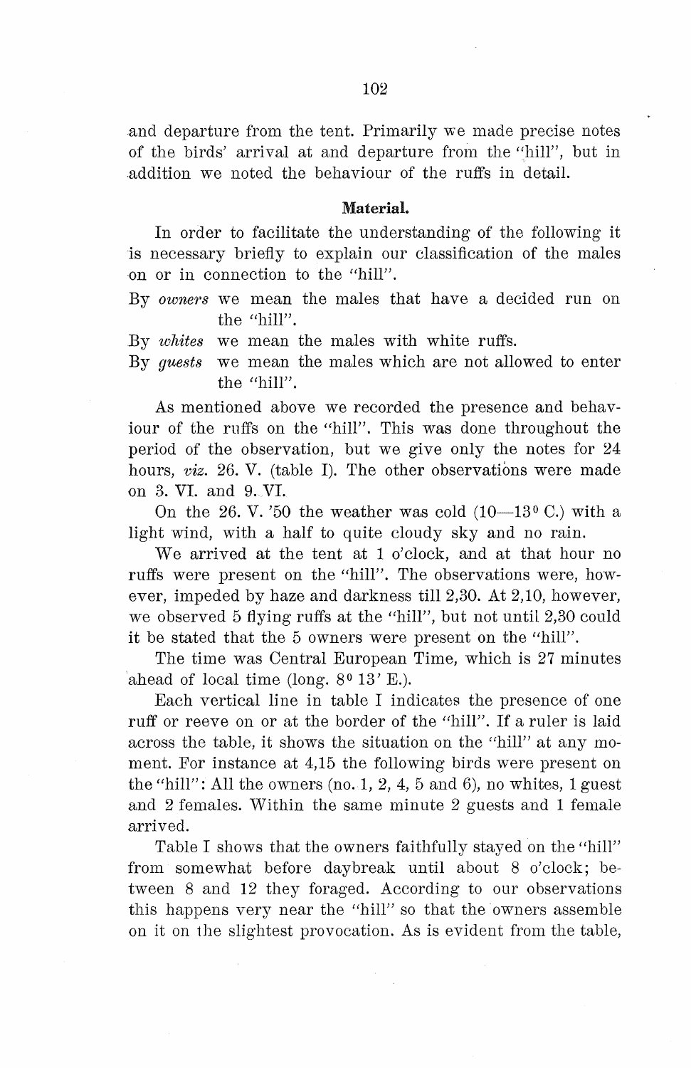and departure from the tent. Primarily we made precise notes of the birds' arrival at and departure from the "hill", but in addition we noted the behaviour of the ruffs in detail.

### Material.

In order to facilitate the understanding of the following it is necessary briefly to explain our classification of the males on or in connection to the "hill".

By *owners* we mean the males that have a decided run on the "hill".

By *whites* we mean the males with white ruffs.

By *guests* we mean the males which are not allowed to enter the "hill".

As mentioned above we recorded the presence and behaviour of the ruffs on the "hill". This was done throughout the period of the observation, but we give only the notes for 24 hours, *viz.* 26. V. (table I). The other observations were made on 3. VI. and 9. VI.

On the 26. V. '50 the weather was cold (10—13° C.) with a light wind, with a half to quite cloudy sky and no rain.

We arrived at the tent at 1 o'clock, and at that hour no ruffs were present on the "hill". The observations were, however, impeded by haze and darkness till 2,30. At 2,10, however, we observed 5 flying ruffs at the "hill", but not until 2,30 could it be stated that the 5 owners were present on the "hill".

The time was Central European Time, which is 27 minutes ahead of local time (long. 8° 13' E.).

Each vertical line in table I indicates the presence of one ruff or reeve on or at the border of the "hill". If a ruler is laid across the table, it shows the situation on the "hill" at any moment. For instance at 4,15 the following birds were present on the "hill": All the owners (no. 1, 2, 4, 5 and 6), no whites, 1 guest and 2 females. Within the same minute 2 guests and 1 female arrived.

Table I shows that the owners faithfully stayed on the "hill" from somewhat before daybreak until about 8 o'clock; between 8 and 12 they foraged. According to our observations this happens very near the "hill" so that the owners assemble on it on the slightest provocation. As is evident from the table,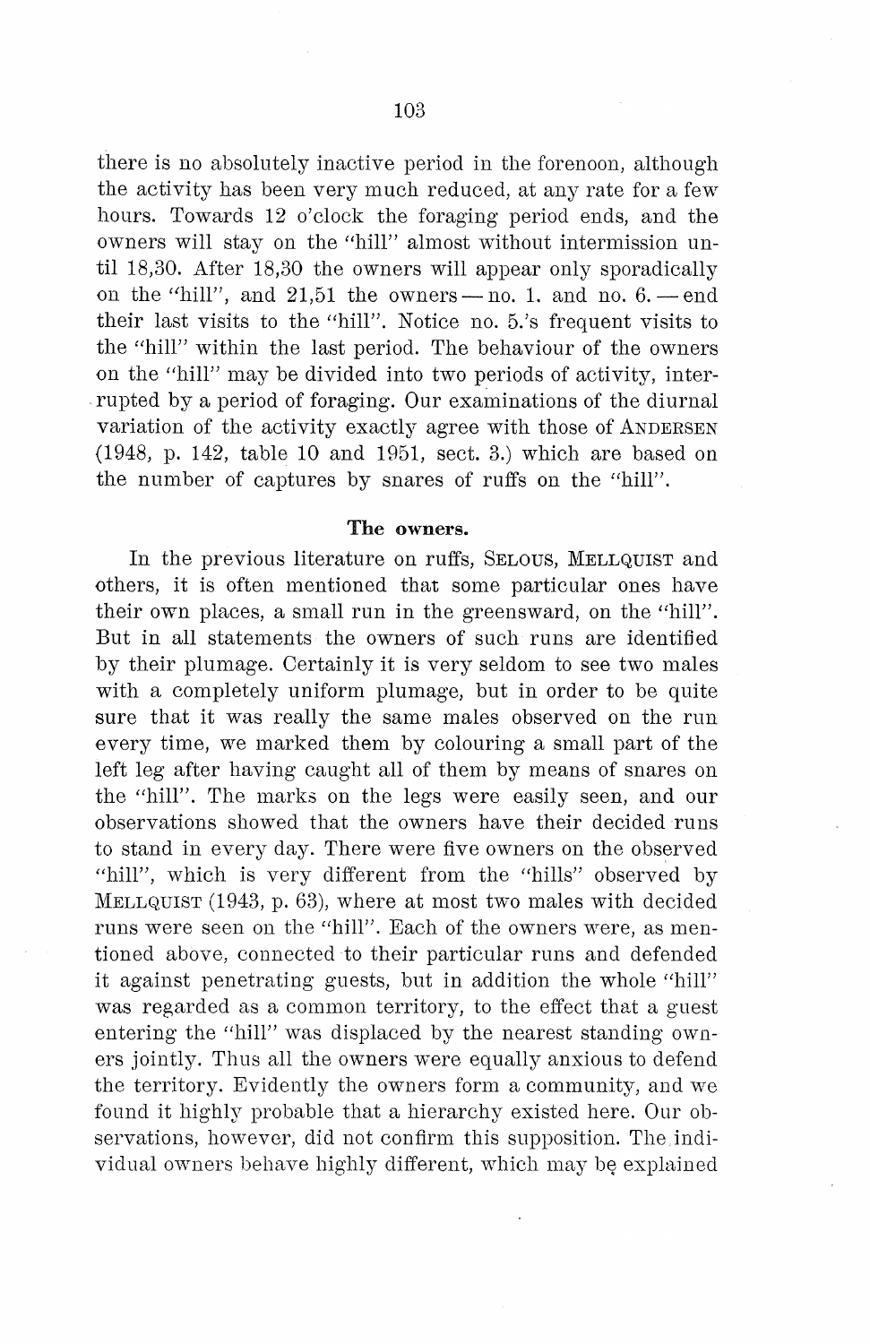there is no absolutely inactive period in the forenoon, although the activity has been very much reduced, at any rate for a few hours. Towards 12 o'clock the foraging period ends, and the owners will stay on the "hill" almost without intermission until 18,30. After 18,30 the owners will appear only sporadically on the "hill", and 21,51 the owners — no. 1. and no. 6. — end their last visits to the "hill". Notice no. 5.'s frequent visits to the "hill" within the last period. The behaviour of the owners on the "hill" may be divided into two periods of activity, interrupted by a period of foraging. Our examinations of the diurnal variation of the activity exactly agree with those of ANDERSEN (1948, p. 142, table 10 and 1951, sect. 3.) which are based on the number of captures by snares of ruffs on the "hill".

### The owners.

In the previous literature on ruffs, SELOUS, MELLQUIST and others, it is often mentioned that some particular ones have their own places, a small run in the greensward, on the "hill". But in all statements the owners of such runs are identified by their plumage. Certainly it is very seldom to see two males with a completely uniform plumage, but in order to be quite sure that it was really the same males observed on the run every time, we marked them by colouring a small part of the left leg after having caught all of them by means of snares on the "hill". The marks on the legs were easily seen, and our observations showed that the owners have their decided runs to stand in every day. There were five owners on the observed "hill", which is very different from the "hills" observed by MELLQUIST (1943, p. 63), where at most two males with decided runs were seen on the "hill". Each of the owners were, as mentioned above, connected to their particular runs and defended it against penetrating guests, but in addition the whole "hill" was regarded as a common territory, to the effect that a guest entering the "hill" was displaced by the nearest standing owners jointly. Thus all the owners were equally anxious to defend the territory. Evidently the owners form a community, and we found it highly probable that a hierarchy existed here. Our observations, however, did not confirm this supposition. The individual owners behave highly different, which may be explained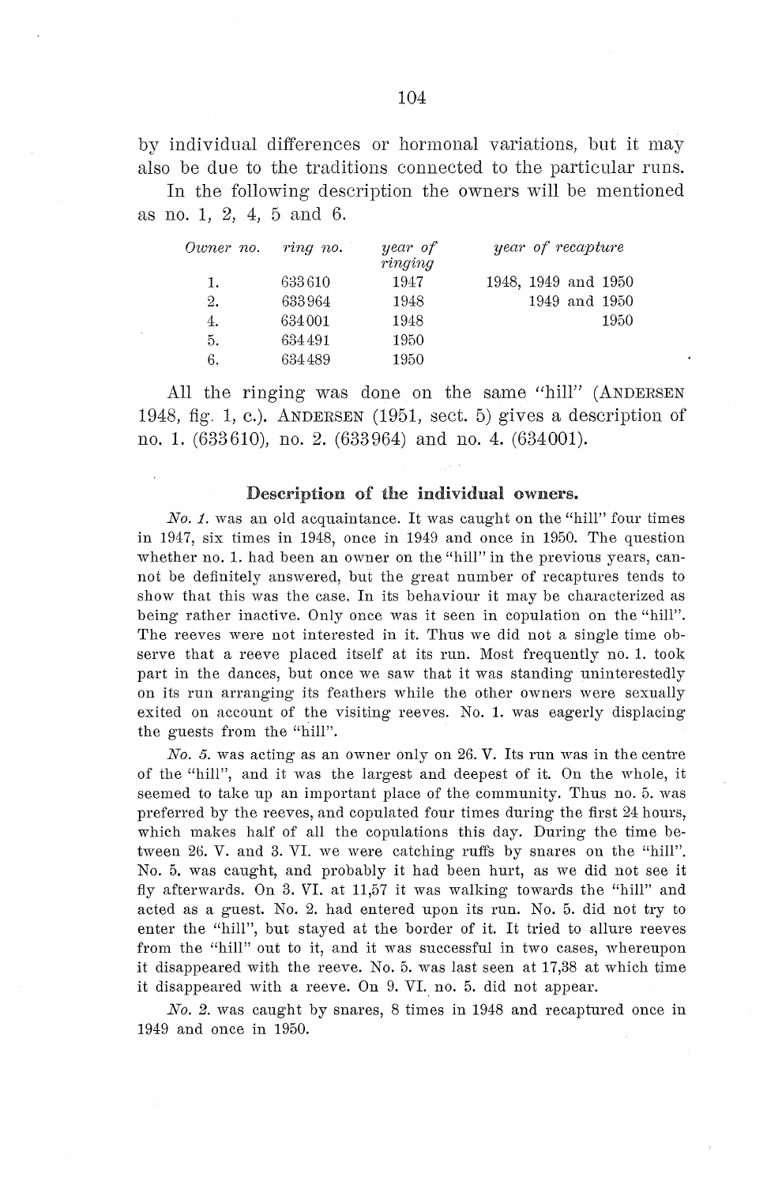by individual differences or hormonal variations, but it may also be due to the traditions connected to the particular runs.

In the following description the owners will be mentioned as no. 1, 2, 4, 5 and 6.

| *Owner no.* | *ring no.* | *year of ringing* | *year of recapture* |
|---|---|---|---|
| 1. | 633610 | 1947 | 1948, 1949 and 1950 |
| 2. | 633964 | 1948 | 1949 and 1950 |
| 4. | 634001 | 1948 | 1950 |
| 5. | 634491 | 1950 | |
| 6. | 634489 | 1950 | |

All the ringing was done on the same "hill" (ANDERSEN 1948, fig. 1, c.). ANDERSEN (1951, sect. 5) gives a description of no. 1. (633610), no. 2. (633964) and no. 4. (634001).

### Description of the individual owners.

*No. 1.* was an old acquaintance. It was caught on the "hill" four times in 1947, six times in 1948, once in 1949 and once in 1950. The question whether no. 1. had been an owner on the "hill" in the previous years, cannot be definitely answered, but the great number of recaptures tends to show that this was the case. In its behaviour it may be characterized as being rather inactive. Only once was it seen in copulation on the "hill". The reeves were not interested in it. Thus we did not a single time observe that a reeve placed itself at its run. Most frequently no. 1. took part in the dances, but once we saw that it was standing uninterestedly on its run arranging its feathers while the other owners were sexually exited on account of the visiting reeves. No. 1. was eagerly displacing the guests from the "hill".

*No. 5.* was acting as an owner only on 26. V. Its run was in the centre of the "hill", and it was the largest and deepest of it. On the whole, it seemed to take up an important place of the community. Thus no. 5. was preferred by the reeves, and copulated four times during the first 24 hours, which makes half of all the copulations this day. During the time between 26. V. and 3. VI. we were catching ruffs by snares on the "hill". No. 5. was caught, and probably it had been hurt, as we did not see it fly afterwards. On 3. VI. at 11,57 it was walking towards the "hill" and acted as a guest. No. 2. had entered upon its run. No. 5. did not try to enter the "hill", but stayed at the border of it. It tried to allure reeves from the "hill" out to it, and it was successful in two cases, whereupon it disappeared with the reeve. No. 5. was last seen at 17,38 at which time it disappeared with a reeve. On 9. VI. no. 5. did not appear.

*No. 2.* was caught by snares, 8 times in 1948 and recaptured once in 1949 and once in 1950.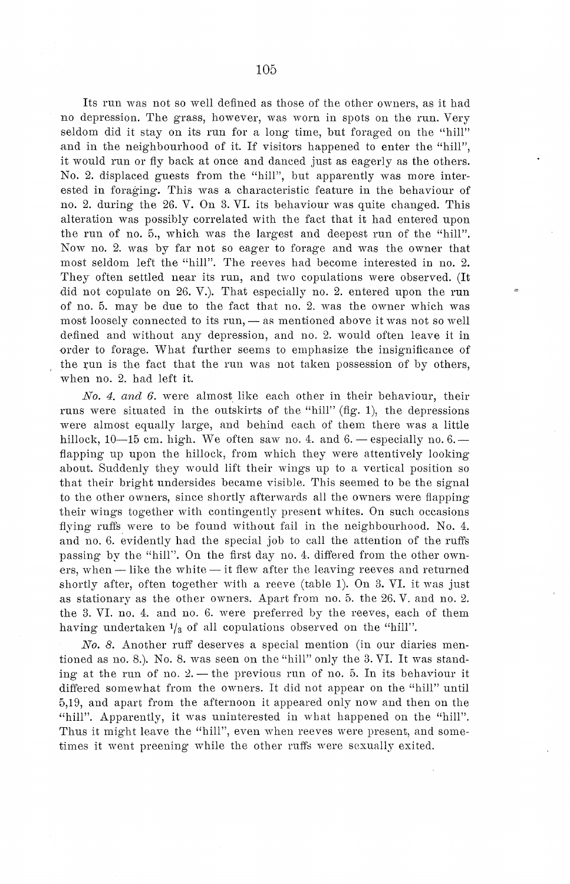Its run was not so well defined as those of the other owners, as it had no depression. The grass, however, was worn in spots on the run. Very seldom did it stay on its run for a long time, but foraged on the "hill" and in the neighbourhood of it. If visitors happened to enter the "hill", it would run or fly back at once and danced just as eagerly as the others. No. 2. displaced guests from the "hill", but apparently was more interested in foraging. This was a characteristic feature in the behaviour of no. 2. during the 26. V. On 3. VI. its behaviour was quite changed. This alteration was possibly correlated with the fact that it had entered upon the run of no. 5., which was the largest and deepest run of the "hill". Now no. 2. was by far not so eager to forage and was the owner that most seldom left the "hill". The reeves had become interested in no. 2. They often settled near its run, and two copulations were observed. (It did not copulate on 26. V.). That especially no. 2. entered upon the run of no. 5. may be due to the fact that no. 2. was the owner which was most loosely connected to its run, — as mentioned above it was not so well defined and without any depression, and no. 2. would often leave it in order to forage. What further seems to emphasize the insignificance of the run is the fact that the run was not taken possession of by others, when no. 2. had left it.

*No. 4. and 6.* were almost like each other in their behaviour, their runs were situated in the outskirts of the "hill" (fig. 1), the depressions were almost equally large, and behind each of them there was a little hillock, 10—15 cm. high. We often saw no. 4. and 6. — especially no. 6. — flapping up upon the hillock, from which they were attentively looking about. Suddenly they would lift their wings up to a vertical position so that their bright undersides became visible. This seemed to be the signal to the other owners, since shortly afterwards all the owners were flapping their wings together with contingently present whites. On such occasions flying ruffs were to be found without fail in the neighbourhood. No. 4. and no. 6. evidently had the special job to call the attention of the ruffs passing by the "hill". On the first day no. 4. differed from the other owners, when — like the white — it flew after the leaving reeves and returned shortly after, often together with a reeve (table 1). On 3. VI. it was just as stationary as the other owners. Apart from no. 5. the 26. V. and no. 2. the 3. VI. no. 4. and no. 6. were preferred by the reeves, each of them having undertaken $^1/_3$ of all copulations observed on the "hill".

*No. 8.* Another ruff deserves a special mention (in our diaries mentioned as no. 8.). No. 8. was seen on the "hill" only the 3. VI. It was standing at the run of no. 2. — the previous run of no. 5. In its behaviour it differed somewhat from the owners. It did not appear on the "hill" until 5,19, and apart from the afternoon it appeared only now and then on the "hill". Apparently, it was uninterested in what happened on the "hill". Thus it might leave the "hill", even when reeves were present, and sometimes it went preening while the other ruffs were sexually exited.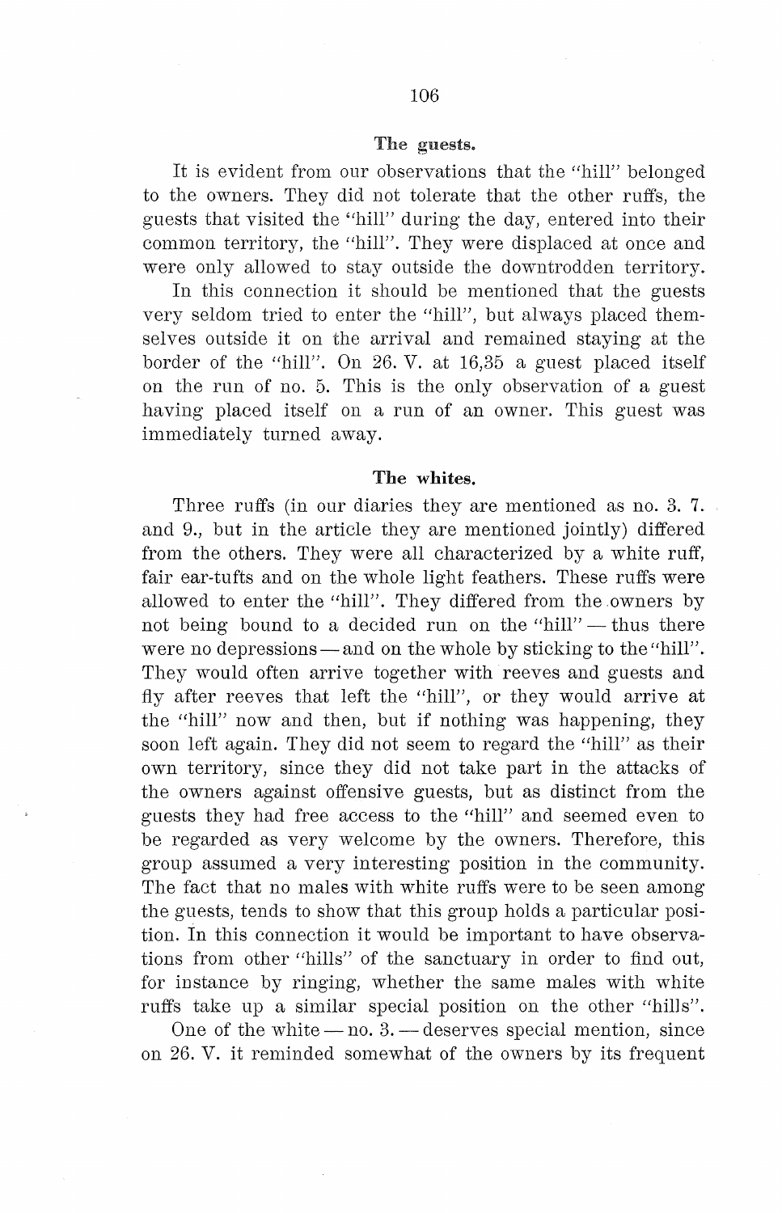### The guests.

It is evident from our observations that the "hill" belonged to the owners. They did not tolerate that the other ruffs, the guests that visited the "hill" during the day, entered into their common territory, the "hill". They were displaced at once and were only allowed to stay outside the downtrodden territory.

In this connection it should be mentioned that the guests very seldom tried to enter the "hill", but always placed themselves outside it on the arrival and remained staying at the border of the "hill". On 26. V. at 16,35 a guest placed itself on the run of no. 5. This is the only observation of a guest having placed itself on a run of an owner. This guest was immediately turned away.

### The whites.

Three ruffs (in our diaries they are mentioned as no. 3. 7. and 9., but in the article they are mentioned jointly) differed from the others. They were all characterized by a white ruff, fair ear-tufts and on the whole light feathers. These ruffs were allowed to enter the "hill". They differed from the owners by not being bound to a decided run on the "hill" — thus there were no depressions — and on the whole by sticking to the "hill". They would often arrive together with reeves and guests and fly after reeves that left the "hill", or they would arrive at the "hill" now and then, but if nothing was happening, they soon left again. They did not seem to regard the "hill" as their own territory, since they did not take part in the attacks of the owners against offensive guests, but as distinct from the guests they had free access to the "hill" and seemed even to be regarded as very welcome by the owners. Therefore, this group assumed a very interesting position in the community. The fact that no males with white ruffs were to be seen among the guests, tends to show that this group holds a particular position. In this connection it would be important to have observations from other "hills" of the sanctuary in order to find out, for instance by ringing, whether the same males with white ruffs take up a similar special position on the other "hills".

One of the white — no. 3. — deserves special mention, since on 26. V. it reminded somewhat of the owners by its frequent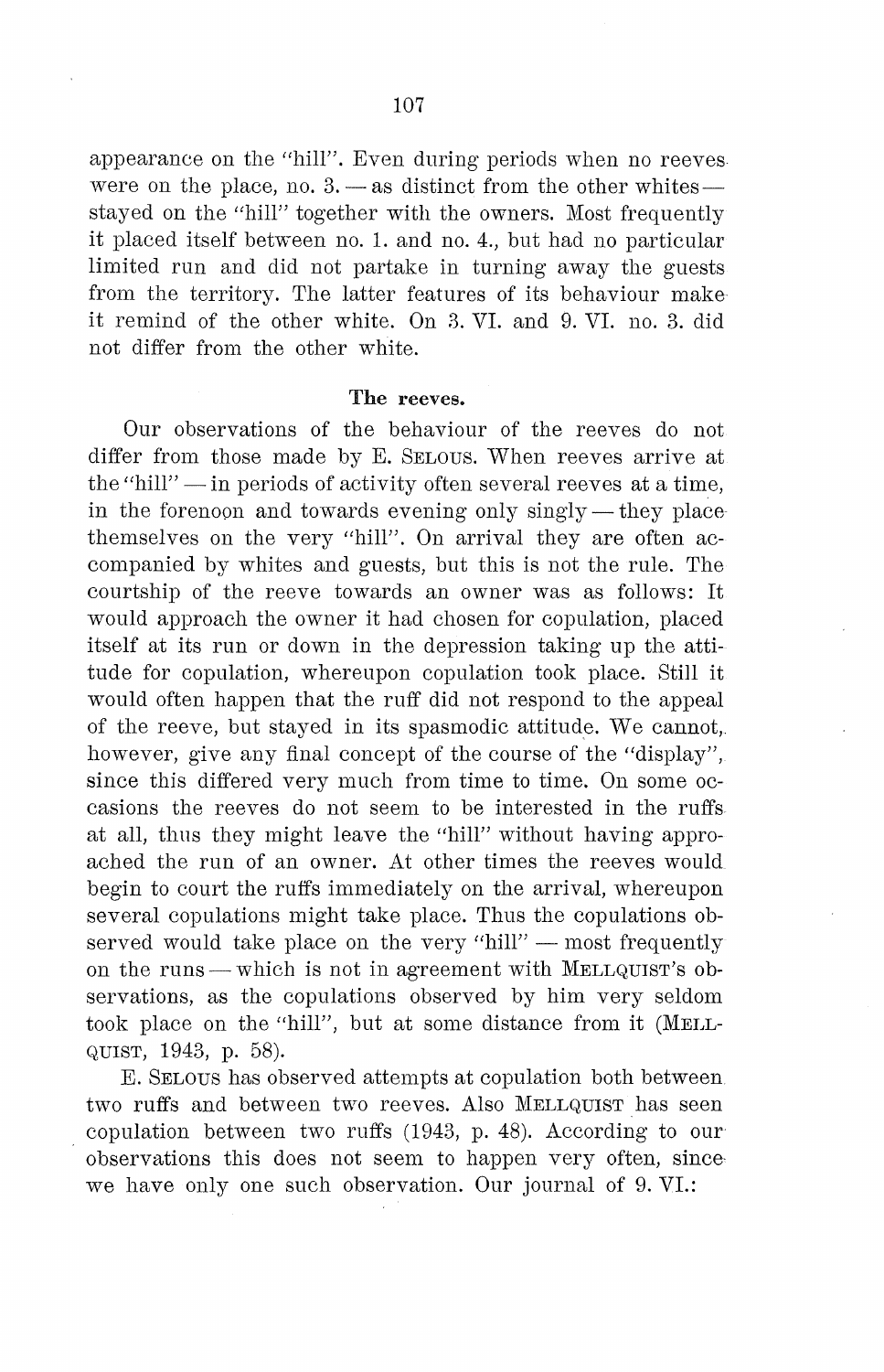appearance on the "hill". Even during periods when no reeves were on the place, no. 3. — as distinct from the other whites — stayed on the "hill" together with the owners. Most frequently it placed itself between no. 1. and no. 4., but had no particular limited run and did not partake in turning away the guests from the territory. The latter features of its behaviour make it remind of the other white. On 3. VI. and 9. VI. no. 3. did not differ from the other white.

### The reeves.

Our observations of the behaviour of the reeves do not differ from those made by E. SELOUS. When reeves arrive at the "hill" — in periods of activity often several reeves at a time, in the forenoon and towards evening only singly — they place themselves on the very "hill". On arrival they are often accompanied by whites and guests, but this is not the rule. The courtship of the reeve towards an owner was as follows: It would approach the owner it had chosen for copulation, placed itself at its run or down in the depression taking up the attitude for copulation, whereupon copulation took place. Still it would often happen that the ruff did not respond to the appeal of the reeve, but stayed in its spasmodic attitude. We cannot, however, give any final concept of the course of the "display", since this differed very much from time to time. On some occasions the reeves do not seem to be interested in the ruffs at all, thus they might leave the "hill" without having approached the run of an owner. At other times the reeves would begin to court the ruffs immediately on the arrival, whereupon several copulations might take place. Thus the copulations observed would take place on the very "hill" — most frequently on the runs — which is not in agreement with MELLQUIST's observations, as the copulations observed by him very seldom took place on the "hill", but at some distance from it (MELLQUIST, 1943, p. 58).

E. SELOUS has observed attempts at copulation both between two ruffs and between two reeves. Also MELLQUIST has seen copulation between two ruffs (1943, p. 48). According to our observations this does not seem to happen very often, since we have only one such observation. Our journal of 9. VI.: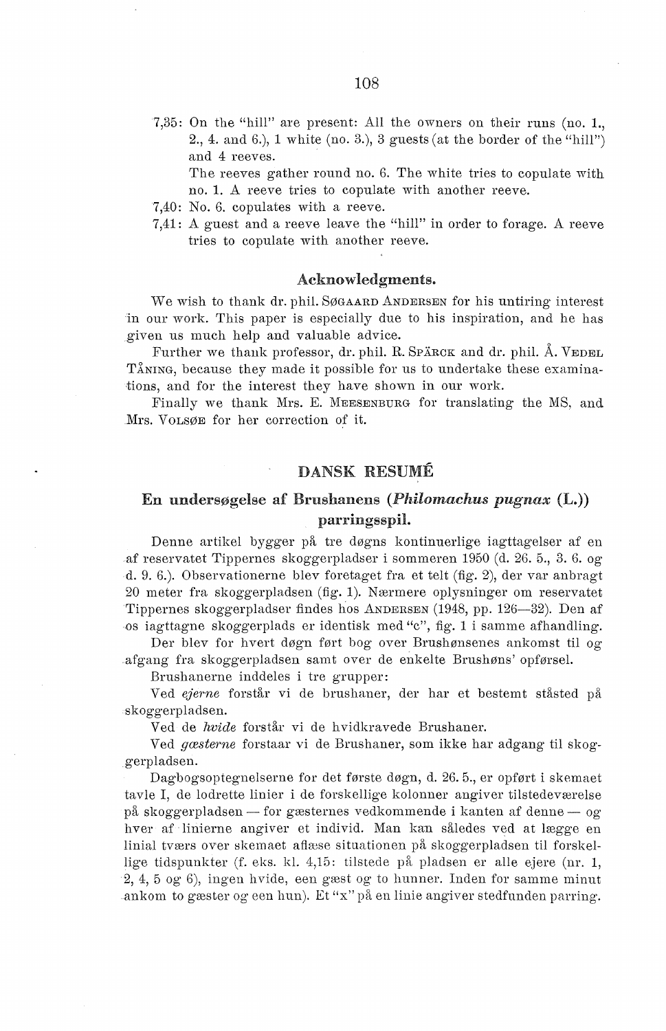7,35: On the "hill" are present: All the owners on their runs (no. 1., 2., 4. and 6.), 1 white (no. 3.), 3 guests (at the border of the "hill") and 4 reeves.

The reeves gather round no. 6. The white tries to copulate with no. 1. A reeve tries to copulate with another reeve.

7,40: No. 6. copulates with a reeve.

7,41: A guest and a reeve leave the "hill" in order to forage. A reeve tries to copulate with another reeve.

## Acknowledgments.

We wish to thank dr. phil. SØGAARD ANDERSEN for his untiring interest in our work. This paper is especially due to his inspiration, and he has given us much help and valuable advice.

Further we thank professor, dr. phil. R. SPÄRCK and dr. phil. Å. VEDEL TÅNING, because they made it possible for us to undertake these examinations, and for the interest they have shown in our work.

Finally we thank Mrs. E. MEESENBURG for translating the MS, and Mrs. VOLSØE for her correction of it.

## DANSK RESUMÉ

### En undersøgelse af Brushanens (*Philomachus pugnax* (L.)) parringsspil.

Denne artikel bygger på tre døgns kontinuerlige iagttagelser af en af reservatet Tippernes skoggerpladser i sommeren 1950 (d. 26. 5., 3. 6. og d. 9. 6.). Observationerne blev foretaget fra et telt (fig. 2), der var anbragt 20 meter fra skoggerpladsen (fig. 1). Nærmere oplysninger om reservatet Tippernes skoggerpladser findes hos ANDERSEN (1948, pp. 126—32). Den af os iagttagne skoggerplads er identisk med "c", fig. 1 i samme afhandling.

Der blev for hvert døgn ført bog over Brushønsenes ankomst til og afgang fra skoggerpladsen samt over de enkelte Brushøns' opførsel.

Brushanerne inddeles i tre grupper:

Ved *ejerne* forstår vi de brushaner, der har et bestemt ståsted på skoggerpladsen.

Ved de *hvide* forstår vi de hvidkravede Brushaner.

Ved *gæsterne* forstaar vi de Brushaner, som ikke har adgang til skoggerpladsen.

Dagbogsoptegnelserne for det første døgn, d. 26. 5., er opført i skemaet tavle I, de lodrette linier i de forskellige kolonner angiver tilstedeværelse på skoggerpladsen — for gæsternes vedkommende i kanten af denne — og hver af linierne angiver et individ. Man kan således ved at lægge en linial tværs over skemaet aflæse situationen på skoggerpladsen til forskellige tidspunkter (f. eks. kl. 4,15: tilstede på pladsen er alle ejere (nr. 1, 2, 4, 5 og 6), ingen hvide, een gæst og to hunner. Inden for samme minut ankom to gæster og een hun). Et "x" på en linie angiver stedfunden parring.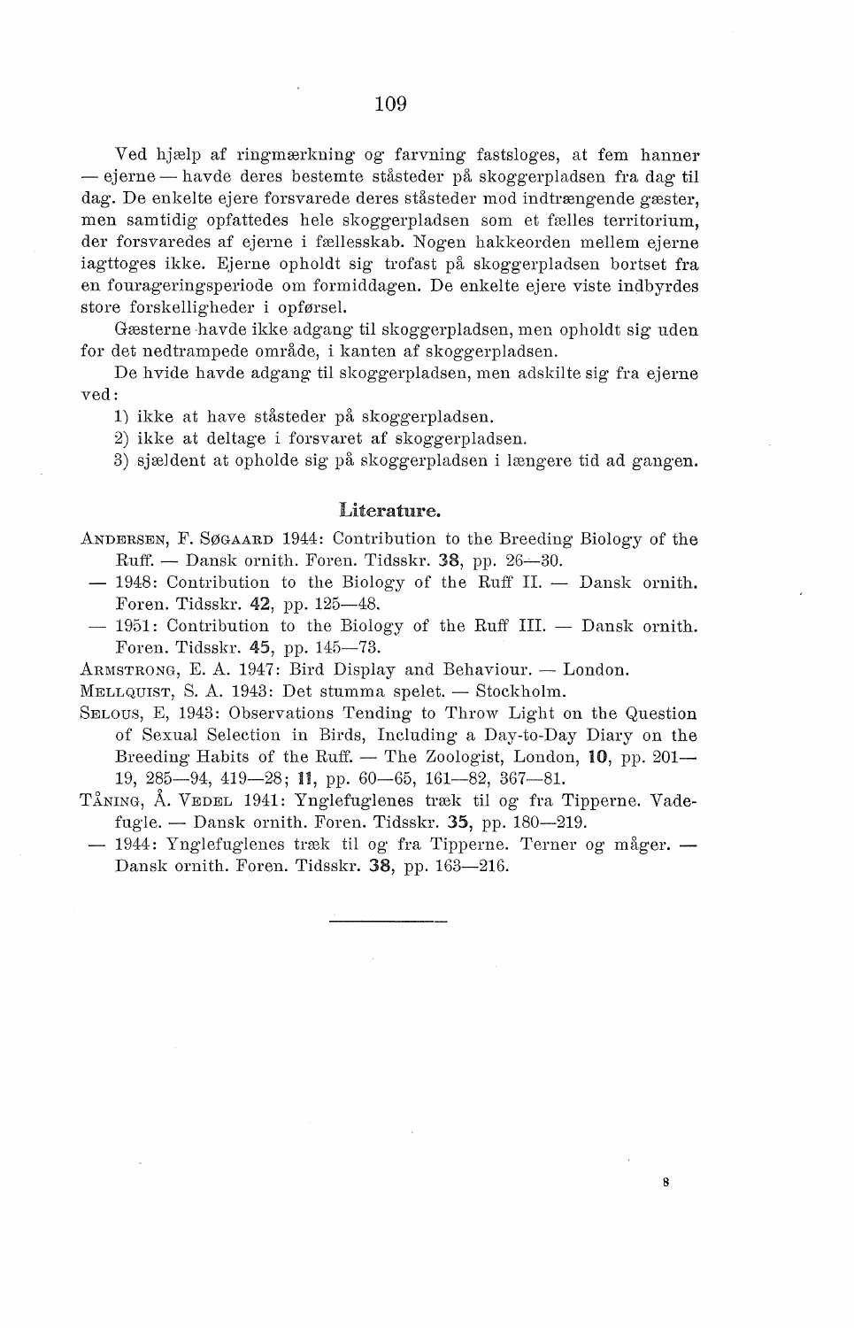Ved hjælp af ringmærkning og farvning fastsloges, at fem hanner — ejerne — havde deres bestemte ståsteder på skoggerpladsen fra dag til dag. De enkelte ejere forsvarede deres ståsteder mod indtrængende gæster, men samtidig opfattedes hele skoggerpladsen som et fælles territorium, der forsvaredes af ejerne i fællesskab. Nogen hakkeorden mellem ejerne iagttoges ikke. Ejerne opholdt sig trofast på skoggerpladsen bortset fra en fourageringsperiode om formiddagen. De enkelte ejere viste indbyrdes store forskelligheder i opførsel.

Gæsterne havde ikke adgang til skoggerpladsen, men opholdt sig uden for det nedtrampede område, i kanten af skoggerpladsen.

De hvide havde adgang til skoggerpladsen, men adskilte sig fra ejerne ved:

1) ikke at have ståsteder på skoggerpladsen.
2) ikke at deltage i forsvaret af skoggerpladsen.
3) sjældent at opholde sig på skoggerpladsen i længere tid ad gangen.

## Literature.

ANDERSEN, F. SØGAARD 1944: Contribution to the Breeding Biology of the Ruff. — Dansk ornith. Foren. Tidsskr. **38**, pp. 26—30.

— 1948: Contribution to the Biology of the Ruff II. — Dansk ornith. Foren. Tidsskr. **42**, pp. 125—48.

— 1951: Contribution to the Biology of the Ruff III. — Dansk ornith. Foren. Tidsskr. **45**, pp. 145—73.

ARMSTRONG, E. A. 1947: Bird Display and Behaviour. — London.

MELLQUIST, S. A. 1943: Det stumma spelet. — Stockholm.

SELOUS, E, 1943: Observations Tending to Throw Light on the Question of Sexual Selection in Birds, Including a Day-to-Day Diary on the Breeding Habits of the Ruff. — The Zoologist, London, **10**, pp. 201—19, 285—94, 419—28; **11**, pp. 60—65, 161—82, 367—81.

TÅNING, Å. VEDEL 1941: Ynglefuglenes træk til og fra Tipperne. Vadefugle. — Dansk ornith. Foren. Tidsskr. **35**, pp. 180—219.

— 1944: Ynglefuglenes træk til og fra Tipperne. Terner og måger. — Dansk ornith. Foren. Tidsskr. **38**, pp. 163—216.